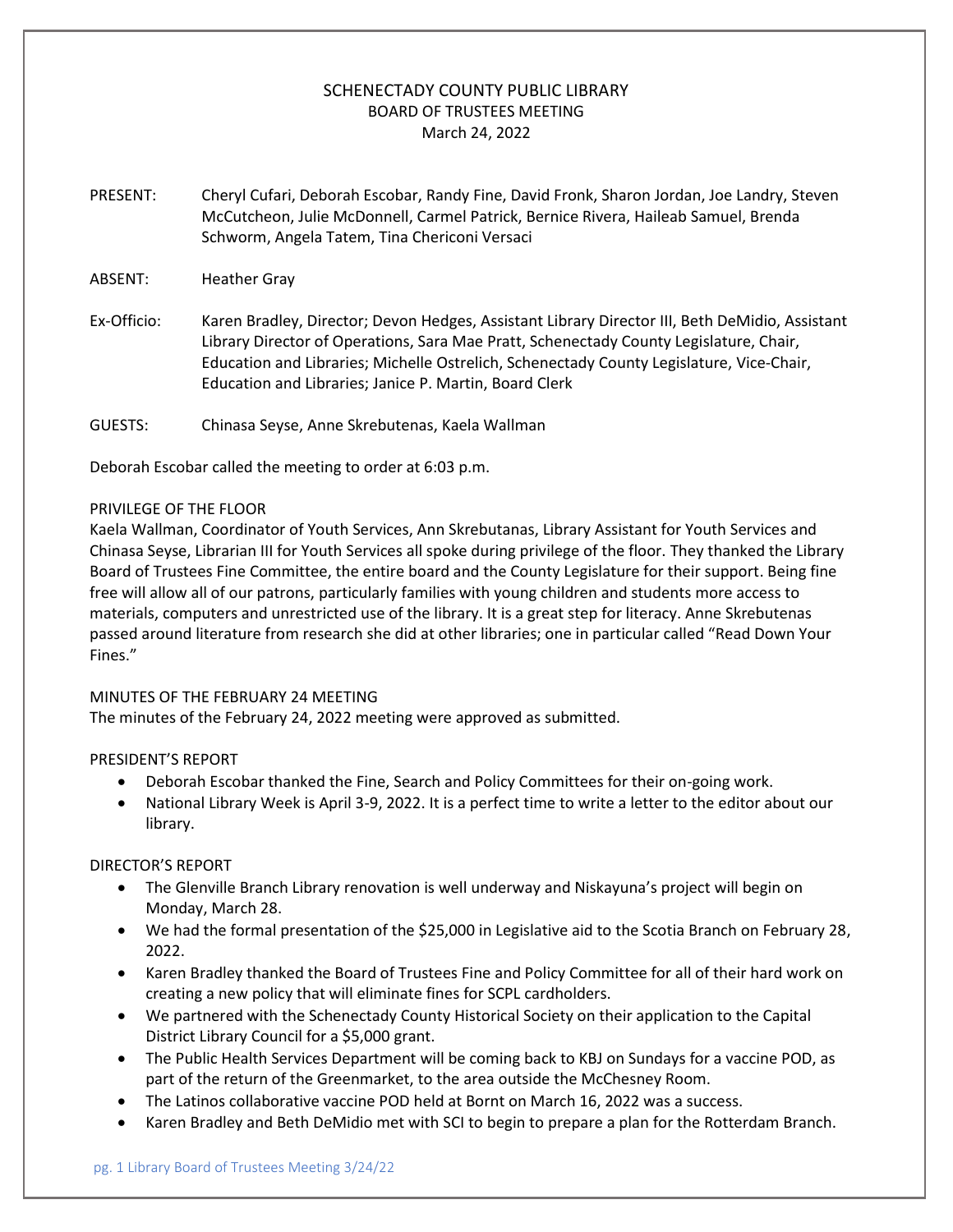# SCHENECTADY COUNTY PUBLIC LIBRARY
## BOARD OF TRUSTEES MEETING
### March 24, 2022

PRESENT: Cheryl Cufari, Deborah Escobar, Randy Fine, David Fronk, Sharon Jordan, Joe Landry, Steven McCutcheon, Julie McDonnell, Carmel Patrick, Bernice Rivera, Haileab Samuel, Brenda Schworm, Angela Tatem, Tina Chericoni Versaci

ABSENT: Heather Gray

Ex-Officio: Karen Bradley, Director; Devon Hedges, Assistant Library Director III, Beth DeMidio, Assistant Library Director of Operations, Sara Mae Pratt, Schenectady County Legislature, Chair, Education and Libraries; Michelle Ostrelich, Schenectady County Legislature, Vice-Chair, Education and Libraries; Janice P. Martin, Board Clerk

GUESTS: Chinasa Seyse, Anne Skrebutenas, Kaela Wallman

Deborah Escobar called the meeting to order at 6:03 p.m.

PRIVILEGE OF THE FLOOR

Kaela Wallman, Coordinator of Youth Services, Ann Skrebutanas, Library Assistant for Youth Services and Chinasa Seyse, Librarian III for Youth Services all spoke during privilege of the floor. They thanked the Library Board of Trustees Fine Committee, the entire board and the County Legislature for their support. Being fine free will allow all of our patrons, particularly families with young children and students more access to materials, computers and unrestricted use of the library. It is a great step for literacy. Anne Skrebutenas passed around literature from research she did at other libraries; one in particular called "Read Down Your Fines."

MINUTES OF THE FEBRUARY 24 MEETING

The minutes of the February 24, 2022 meeting were approved as submitted.

PRESIDENT'S REPORT

- Deborah Escobar thanked the Fine, Search and Policy Committees for their on-going work.
- National Library Week is April 3-9, 2022. It is a perfect time to write a letter to the editor about our library.

DIRECTOR'S REPORT

- The Glenville Branch Library renovation is well underway and Niskayuna's project will begin on Monday, March 28.
- We had the formal presentation of the $25,000 in Legislative aid to the Scotia Branch on February 28, 2022.
- Karen Bradley thanked the Board of Trustees Fine and Policy Committee for all of their hard work on creating a new policy that will eliminate fines for SCPL cardholders.
- We partnered with the Schenectady County Historical Society on their application to the Capital District Library Council for a $5,000 grant.
- The Public Health Services Department will be coming back to KBJ on Sundays for a vaccine POD, as part of the return of the Greenmarket, to the area outside the McChesney Room.
- The Latinos collaborative vaccine POD held at Bornt on March 16, 2022 was a success.
- Karen Bradley and Beth DeMidio met with SCI to begin to prepare a plan for the Rotterdam Branch.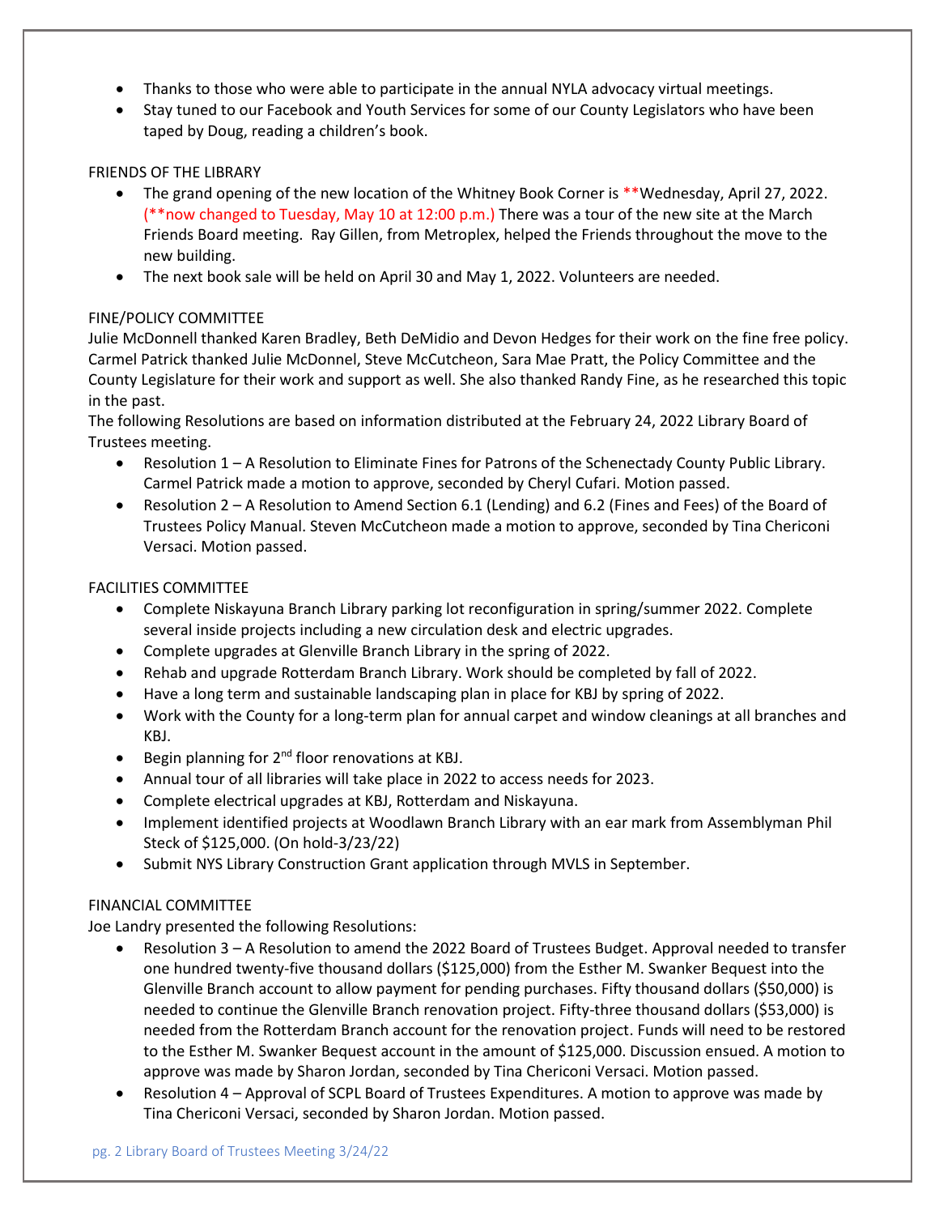- Thanks to those who were able to participate in the annual NYLA advocacy virtual meetings.
- Stay tuned to our Facebook and Youth Services for some of our County Legislators who have been taped by Doug, reading a children's book.

FRIENDS OF THE LIBRARY

- The grand opening of the new location of the Whitney Book Corner is **Wednesday, April 27, 2022. (**now changed to Tuesday, May 10 at 12:00 p.m.) There was a tour of the new site at the March Friends Board meeting. Ray Gillen, from Metroplex, helped the Friends throughout the move to the new building.
- The next book sale will be held on April 30 and May 1, 2022. Volunteers are needed.

FINE/POLICY COMMITTEE

Julie McDonnell thanked Karen Bradley, Beth DeMidio and Devon Hedges for their work on the fine free policy. Carmel Patrick thanked Julie McDonnel, Steve McCutcheon, Sara Mae Pratt, the Policy Committee and the County Legislature for their work and support as well. She also thanked Randy Fine, as he researched this topic in the past.

The following Resolutions are based on information distributed at the February 24, 2022 Library Board of Trustees meeting.

- Resolution 1 – A Resolution to Eliminate Fines for Patrons of the Schenectady County Public Library. Carmel Patrick made a motion to approve, seconded by Cheryl Cufari. Motion passed.
- Resolution 2 – A Resolution to Amend Section 6.1 (Lending) and 6.2 (Fines and Fees) of the Board of Trustees Policy Manual. Steven McCutcheon made a motion to approve, seconded by Tina Chericoni Versaci. Motion passed.

FACILITIES COMMITTEE

- Complete Niskayuna Branch Library parking lot reconfiguration in spring/summer 2022. Complete several inside projects including a new circulation desk and electric upgrades.
- Complete upgrades at Glenville Branch Library in the spring of 2022.
- Rehab and upgrade Rotterdam Branch Library. Work should be completed by fall of 2022.
- Have a long term and sustainable landscaping plan in place for KBJ by spring of 2022.
- Work with the County for a long-term plan for annual carpet and window cleanings at all branches and KBJ.
- Begin planning for 2nd floor renovations at KBJ.
- Annual tour of all libraries will take place in 2022 to access needs for 2023.
- Complete electrical upgrades at KBJ, Rotterdam and Niskayuna.
- Implement identified projects at Woodlawn Branch Library with an ear mark from Assemblyman Phil Steck of $125,000. (On hold-3/23/22)
- Submit NYS Library Construction Grant application through MVLS in September.

FINANCIAL COMMITTEE

Joe Landry presented the following Resolutions:

- Resolution 3 – A Resolution to amend the 2022 Board of Trustees Budget. Approval needed to transfer one hundred twenty-five thousand dollars ($125,000) from the Esther M. Swanker Bequest into the Glenville Branch account to allow payment for pending purchases. Fifty thousand dollars ($50,000) is needed to continue the Glenville Branch renovation project. Fifty-three thousand dollars ($53,000) is needed from the Rotterdam Branch account for the renovation project. Funds will need to be restored to the Esther M. Swanker Bequest account in the amount of $125,000. Discussion ensued. A motion to approve was made by Sharon Jordan, seconded by Tina Chericoni Versaci. Motion passed.
- Resolution 4 – Approval of SCPL Board of Trustees Expenditures. A motion to approve was made by Tina Chericoni Versaci, seconded by Sharon Jordan. Motion passed.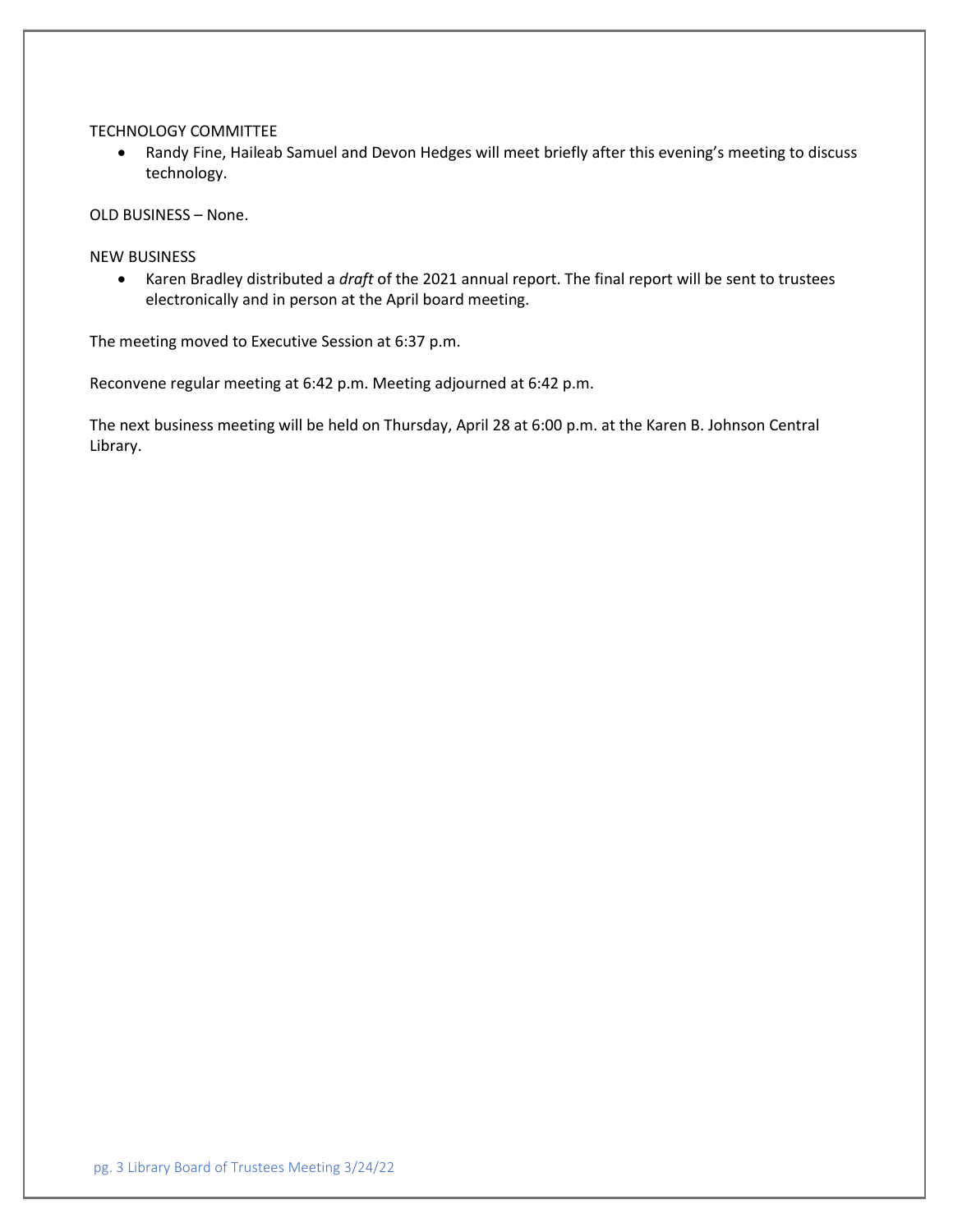TECHNOLOGY COMMITTEE

- Randy Fine, Haileab Samuel and Devon Hedges will meet briefly after this evening's meeting to discuss technology.

OLD BUSINESS – None.

NEW BUSINESS

- Karen Bradley distributed a *draft* of the 2021 annual report. The final report will be sent to trustees electronically and in person at the April board meeting.

The meeting moved to Executive Session at 6:37 p.m.

Reconvene regular meeting at 6:42 p.m. Meeting adjourned at 6:42 p.m.

The next business meeting will be held on Thursday, April 28 at 6:00 p.m. at the Karen B. Johnson Central Library.